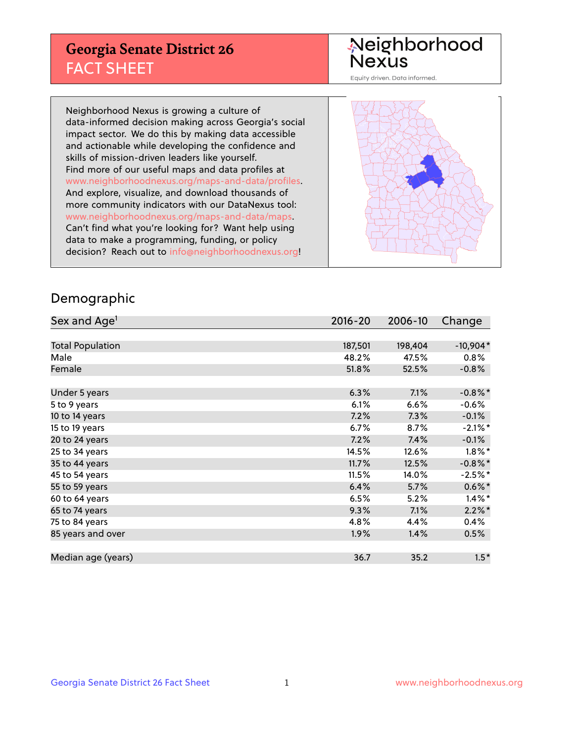# Georgia Senate District 26

## FACT SHEET

Neighborhood Nexus

Equity driven. Data informed.

Neighborhood Nexus is growing a culture of data-informed decision making across Georgia's social impact sector. We do this by making data accessible and actionable while developing the confidence and skills of mission-driven leaders like yourself. Find more of our useful maps and data profiles at www.neighborhoodnexus.org/maps-and-data/profiles. And explore, visualize, and download thousands of more community indicators with our DataNexus tool: www.neighborhoodnexus.org/maps-and-data/maps. Can't find what you're looking for? Want help using data to make a programming, funding, or policy decision? Reach out to info@neighborhoodnexus.org!

## Demographic

| Sex and Age[1] | 2016-20 | 2006-10 | Change |
|---|---|---|---|
| Total Population | 187,501 | 198,404 | -10,904* |
| Male | 48.2% | 47.5% | 0.8% |
| Female | 51.8% | 52.5% | -0.8% |
| | | | |
| Under 5 years | 6.3% | 7.1% | -0.8%* |
| 5 to 9 years | 6.1% | 6.6% | -0.6% |
| 10 to 14 years | 7.2% | 7.3% | -0.1% |
| 15 to 19 years | 6.7% | 8.7% | -2.1%* |
| 20 to 24 years | 7.2% | 7.4% | -0.1% |
| 25 to 34 years | 14.5% | 12.6% | 1.8%* |
| 35 to 44 years | 11.7% | 12.5% | -0.8%* |
| 45 to 54 years | 11.5% | 14.0% | -2.5%* |
| 55 to 59 years | 6.4% | 5.7% | 0.6%* |
| 60 to 64 years | 6.5% | 5.2% | 1.4%* |
| 65 to 74 years | 9.3% | 7.1% | 2.2%* |
| 75 to 84 years | 4.8% | 4.4% | 0.4% |
| 85 years and over | 1.9% | 1.4% | 0.5% |
| | | | |
| Median age (years) | 36.7 | 35.2 | 1.5* |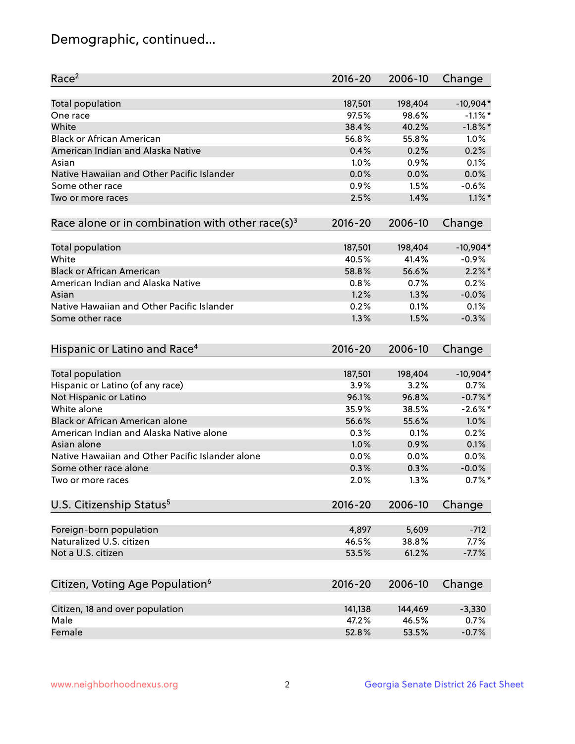# Demographic, continued...

| Race[2] | 2016-20 | 2006-10 | Change |
|---|---|---|---|
| Total population | 187,501 | 198,404 | -10,904* |
| One race | 97.5% | 98.6% | -1.1%* |
| White | 38.4% | 40.2% | -1.8%* |
| Black or African American | 56.8% | 55.8% | 1.0% |
| American Indian and Alaska Native | 0.4% | 0.2% | 0.2% |
| Asian | 1.0% | 0.9% | 0.1% |
| Native Hawaiian and Other Pacific Islander | 0.0% | 0.0% | 0.0% |
| Some other race | 0.9% | 1.5% | -0.6% |
| Two or more races | 2.5% | 1.4% | 1.1%* |

| Race alone or in combination with other race(s)[3] | 2016-20 | 2006-10 | Change |
|---|---|---|---|
| Total population | 187,501 | 198,404 | -10,904* |
| White | 40.5% | 41.4% | -0.9% |
| Black or African American | 58.8% | 56.6% | 2.2%* |
| American Indian and Alaska Native | 0.8% | 0.7% | 0.2% |
| Asian | 1.2% | 1.3% | -0.0% |
| Native Hawaiian and Other Pacific Islander | 0.2% | 0.1% | 0.1% |
| Some other race | 1.3% | 1.5% | -0.3% |

| Hispanic or Latino and Race[4] | 2016-20 | 2006-10 | Change |
|---|---|---|---|
| Total population | 187,501 | 198,404 | -10,904* |
| Hispanic or Latino (of any race) | 3.9% | 3.2% | 0.7% |
| Not Hispanic or Latino | 96.1% | 96.8% | -0.7%* |
| White alone | 35.9% | 38.5% | -2.6%* |
| Black or African American alone | 56.6% | 55.6% | 1.0% |
| American Indian and Alaska Native alone | 0.3% | 0.1% | 0.2% |
| Asian alone | 1.0% | 0.9% | 0.1% |
| Native Hawaiian and Other Pacific Islander alone | 0.0% | 0.0% | 0.0% |
| Some other race alone | 0.3% | 0.3% | -0.0% |
| Two or more races | 2.0% | 1.3% | 0.7%* |

| U.S. Citizenship Status[5] | 2016-20 | 2006-10 | Change |
|---|---|---|---|
| Foreign-born population | 4,897 | 5,609 | -712 |
| Naturalized U.S. citizen | 46.5% | 38.8% | 7.7% |
| Not a U.S. citizen | 53.5% | 61.2% | -7.7% |

| Citizen, Voting Age Population[6] | 2016-20 | 2006-10 | Change |
|---|---|---|---|
| Citizen, 18 and over population | 141,138 | 144,469 | -3,330 |
| Male | 47.2% | 46.5% | 0.7% |
| Female | 52.8% | 53.5% | -0.7% |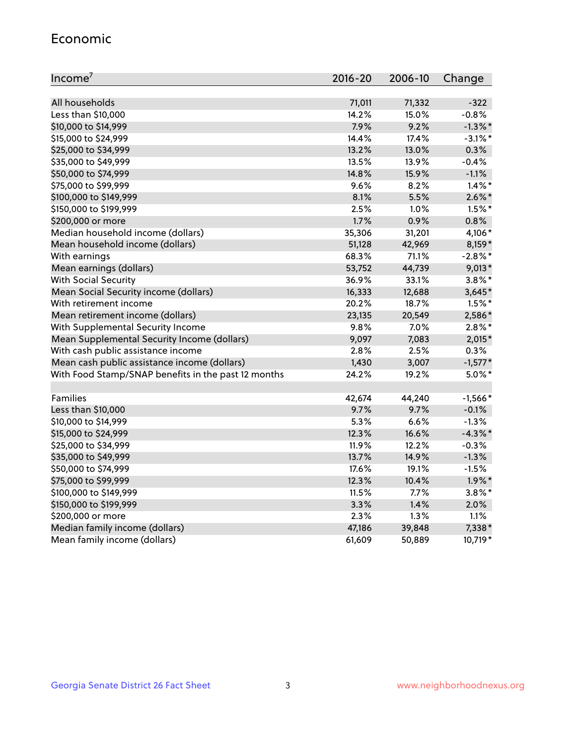## Economic

| Income[7] | 2016-20 | 2006-10 | Change |
|---|---|---|---|
| All households | 71,011 | 71,332 | -322 |
| Less than $10,000 | 14.2% | 15.0% | -0.8% |
| $10,000 to $14,999 | 7.9% | 9.2% | -1.3%* |
| $15,000 to $24,999 | 14.4% | 17.4% | -3.1%* |
| $25,000 to $34,999 | 13.2% | 13.0% | 0.3% |
| $35,000 to $49,999 | 13.5% | 13.9% | -0.4% |
| $50,000 to $74,999 | 14.8% | 15.9% | -1.1% |
| $75,000 to $99,999 | 9.6% | 8.2% | 1.4%* |
| $100,000 to $149,999 | 8.1% | 5.5% | 2.6%* |
| $150,000 to $199,999 | 2.5% | 1.0% | 1.5%* |
| $200,000 or more | 1.7% | 0.9% | 0.8% |
| Median household income (dollars) | 35,306 | 31,201 | 4,106* |
| Mean household income (dollars) | 51,128 | 42,969 | 8,159* |
| With earnings | 68.3% | 71.1% | -2.8%* |
| Mean earnings (dollars) | 53,752 | 44,739 | 9,013* |
| With Social Security | 36.9% | 33.1% | 3.8%* |
| Mean Social Security income (dollars) | 16,333 | 12,688 | 3,645* |
| With retirement income | 20.2% | 18.7% | 1.5%* |
| Mean retirement income (dollars) | 23,135 | 20,549 | 2,586* |
| With Supplemental Security Income | 9.8% | 7.0% | 2.8%* |
| Mean Supplemental Security Income (dollars) | 9,097 | 7,083 | 2,015* |
| With cash public assistance income | 2.8% | 2.5% | 0.3% |
| Mean cash public assistance income (dollars) | 1,430 | 3,007 | -1,577* |
| With Food Stamp/SNAP benefits in the past 12 months | 24.2% | 19.2% | 5.0%* |
| | | | |
| Families | 42,674 | 44,240 | -1,566* |
| Less than $10,000 | 9.7% | 9.7% | -0.1% |
| $10,000 to $14,999 | 5.3% | 6.6% | -1.3% |
| $15,000 to $24,999 | 12.3% | 16.6% | -4.3%* |
| $25,000 to $34,999 | 11.9% | 12.2% | -0.3% |
| $35,000 to $49,999 | 13.7% | 14.9% | -1.3% |
| $50,000 to $74,999 | 17.6% | 19.1% | -1.5% |
| $75,000 to $99,999 | 12.3% | 10.4% | 1.9%* |
| $100,000 to $149,999 | 11.5% | 7.7% | 3.8%* |
| $150,000 to $199,999 | 3.3% | 1.4% | 2.0% |
| $200,000 or more | 2.3% | 1.3% | 1.1% |
| Median family income (dollars) | 47,186 | 39,848 | 7,338* |
| Mean family income (dollars) | 61,609 | 50,889 | 10,719* |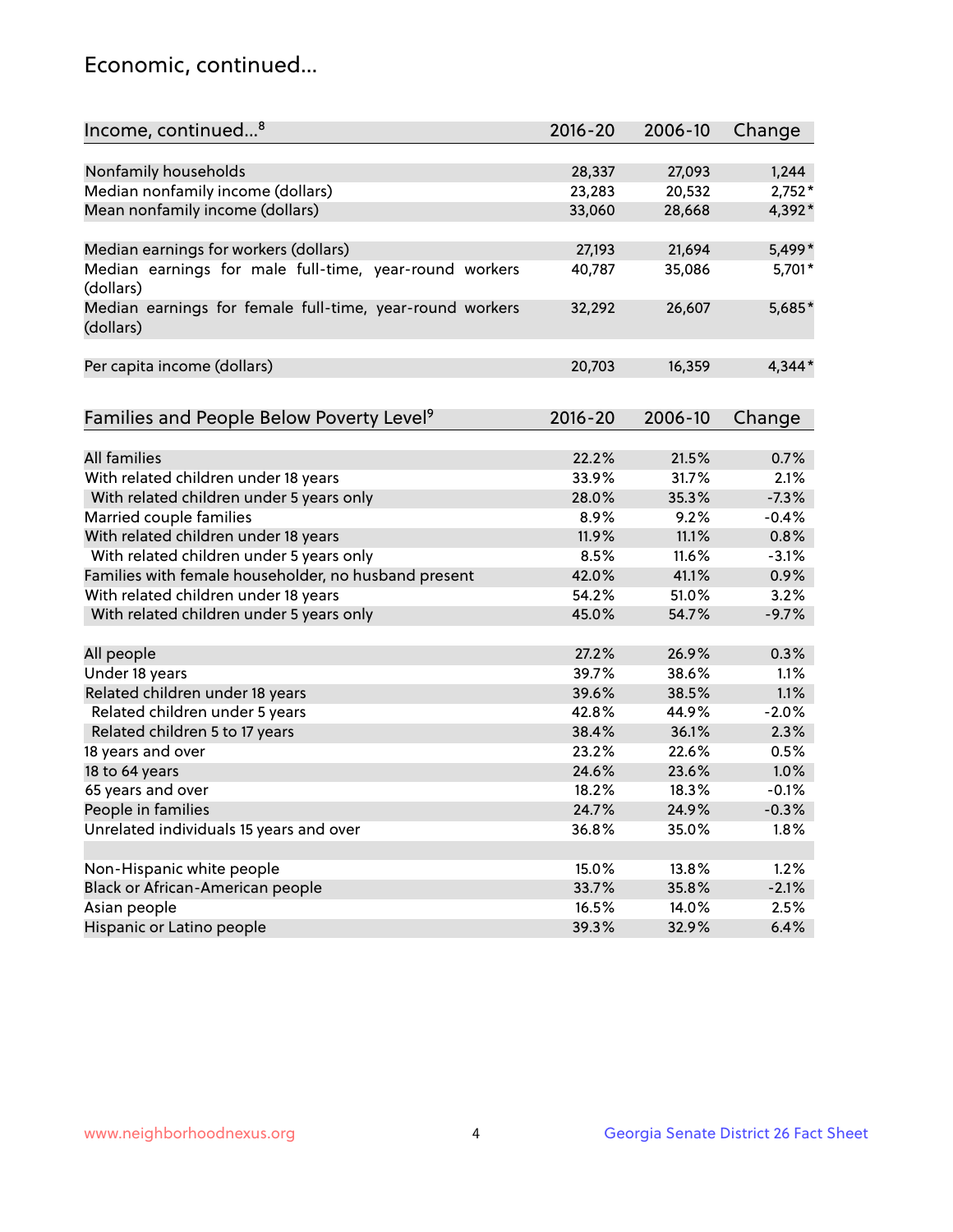## Economic, continued...

| Income, continued...[8] | 2016-20 | 2006-10 | Change |
|---|---|---|---|
| Nonfamily households | 28,337 | 27,093 | 1,244 |
| Median nonfamily income (dollars) | 23,283 | 20,532 | 2,752* |
| Mean nonfamily income (dollars) | 33,060 | 28,668 | 4,392* |
| Median earnings for workers (dollars) | 27,193 | 21,694 | 5,499* |
| Median earnings for male full-time, year-round workers (dollars) | 40,787 | 35,086 | 5,701* |
| Median earnings for female full-time, year-round workers (dollars) | 32,292 | 26,607 | 5,685* |
| Per capita income (dollars) | 20,703 | 16,359 | 4,344* |

| Families and People Below Poverty Level[9] | 2016-20 | 2006-10 | Change |
|---|---|---|---|
| All families | 22.2% | 21.5% | 0.7% |
| With related children under 18 years | 33.9% | 31.7% | 2.1% |
| With related children under 5 years only | 28.0% | 35.3% | -7.3% |
| Married couple families | 8.9% | 9.2% | -0.4% |
| With related children under 18 years | 11.9% | 11.1% | 0.8% |
| With related children under 5 years only | 8.5% | 11.6% | -3.1% |
| Families with female householder, no husband present | 42.0% | 41.1% | 0.9% |
| With related children under 18 years | 54.2% | 51.0% | 3.2% |
| With related children under 5 years only | 45.0% | 54.7% | -9.7% |
| All people | 27.2% | 26.9% | 0.3% |
| Under 18 years | 39.7% | 38.6% | 1.1% |
| Related children under 18 years | 39.6% | 38.5% | 1.1% |
| Related children under 5 years | 42.8% | 44.9% | -2.0% |
| Related children 5 to 17 years | 38.4% | 36.1% | 2.3% |
| 18 years and over | 23.2% | 22.6% | 0.5% |
| 18 to 64 years | 24.6% | 23.6% | 1.0% |
| 65 years and over | 18.2% | 18.3% | -0.1% |
| People in families | 24.7% | 24.9% | -0.3% |
| Unrelated individuals 15 years and over | 36.8% | 35.0% | 1.8% |
| Non-Hispanic white people | 15.0% | 13.8% | 1.2% |
| Black or African-American people | 33.7% | 35.8% | -2.1% |
| Asian people | 16.5% | 14.0% | 2.5% |
| Hispanic or Latino people | 39.3% | 32.9% | 6.4% |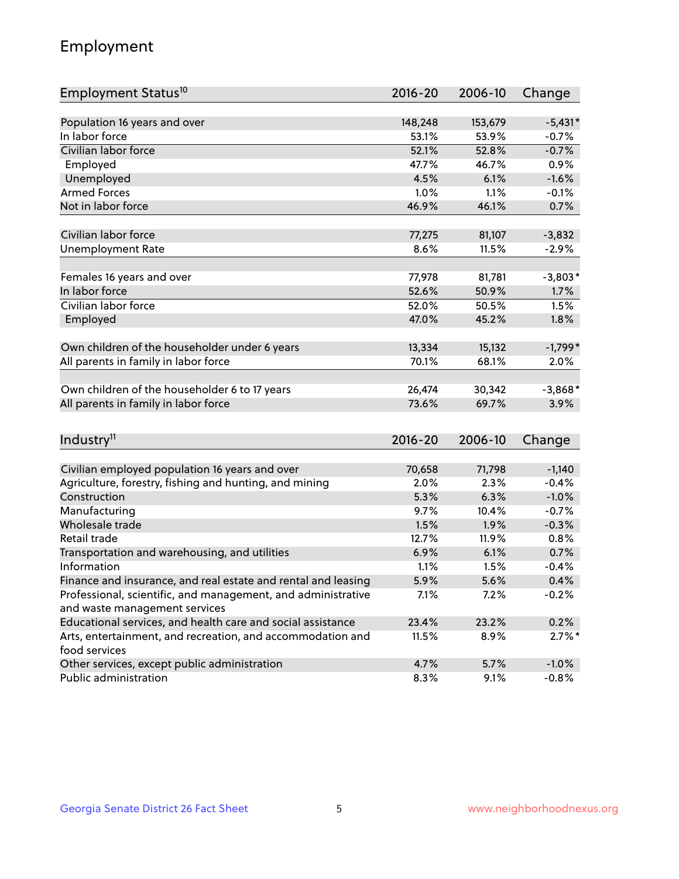## Employment

| Employment Status[10] | 2016-20 | 2006-10 | Change |
|---|---|---|---|
| Population 16 years and over | 148,248 | 153,679 | -5,431* |
| In labor force | 53.1% | 53.9% | -0.7% |
| Civilian labor force | 52.1% | 52.8% | -0.7% |
| Employed | 47.7% | 46.7% | 0.9% |
| Unemployed | 4.5% | 6.1% | -1.6% |
| Armed Forces | 1.0% | 1.1% | -0.1% |
| Not in labor force | 46.9% | 46.1% | 0.7% |
| | | | |
| Civilian labor force | 77,275 | 81,107 | -3,832 |
| Unemployment Rate | 8.6% | 11.5% | -2.9% |
| | | | |
| Females 16 years and over | 77,978 | 81,781 | -3,803* |
| In labor force | 52.6% | 50.9% | 1.7% |
| Civilian labor force | 52.0% | 50.5% | 1.5% |
| Employed | 47.0% | 45.2% | 1.8% |
| | | | |
| Own children of the householder under 6 years | 13,334 | 15,132 | -1,799* |
| All parents in family in labor force | 70.1% | 68.1% | 2.0% |
| | | | |
| Own children of the householder 6 to 17 years | 26,474 | 30,342 | -3,868* |
| All parents in family in labor force | 73.6% | 69.7% | 3.9% |

| Industry[11] | 2016-20 | 2006-10 | Change |
|---|---|---|---|
| Civilian employed population 16 years and over | 70,658 | 71,798 | -1,140 |
| Agriculture, forestry, fishing and hunting, and mining | 2.0% | 2.3% | -0.4% |
| Construction | 5.3% | 6.3% | -1.0% |
| Manufacturing | 9.7% | 10.4% | -0.7% |
| Wholesale trade | 1.5% | 1.9% | -0.3% |
| Retail trade | 12.7% | 11.9% | 0.8% |
| Transportation and warehousing, and utilities | 6.9% | 6.1% | 0.7% |
| Information | 1.1% | 1.5% | -0.4% |
| Finance and insurance, and real estate and rental and leasing | 5.9% | 5.6% | 0.4% |
| Professional, scientific, and management, and administrative and waste management services | 7.1% | 7.2% | -0.2% |
| Educational services, and health care and social assistance | 23.4% | 23.2% | 0.2% |
| Arts, entertainment, and recreation, and accommodation and food services | 11.5% | 8.9% | 2.7%* |
| Other services, except public administration | 4.7% | 5.7% | -1.0% |
| Public administration | 8.3% | 9.1% | -0.8% |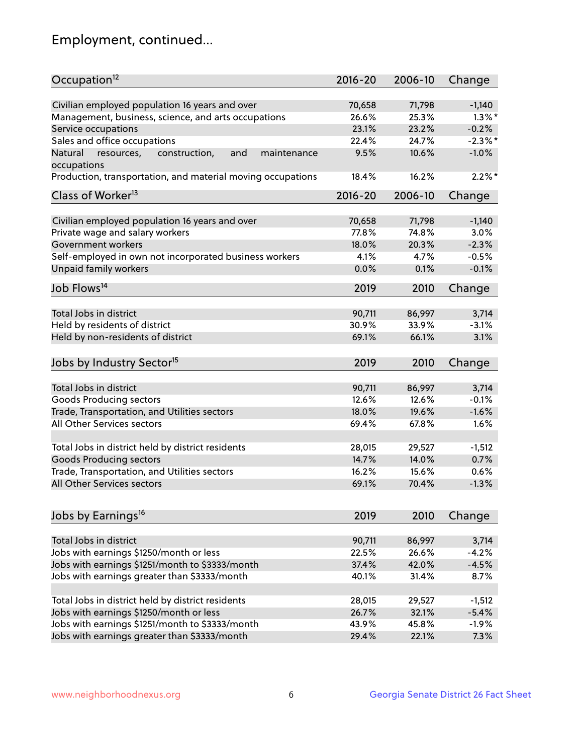# Employment, continued...

| Occupation[12] | 2016-20 | 2006-10 | Change |
|---|---|---|---|
| Civilian employed population 16 years and over | 70,658 | 71,798 | -1,140 |
| Management, business, science, and arts occupations | 26.6% | 25.3% | 1.3%* |
| Service occupations | 23.1% | 23.2% | -0.2% |
| Sales and office occupations | 22.4% | 24.7% | -2.3%* |
| Natural resources, construction, and maintenance occupations | 9.5% | 10.6% | -1.0% |
| Production, transportation, and material moving occupations | 18.4% | 16.2% | 2.2%* |

| Class of Worker[13] | 2016-20 | 2006-10 | Change |
|---|---|---|---|
| Civilian employed population 16 years and over | 70,658 | 71,798 | -1,140 |
| Private wage and salary workers | 77.8% | 74.8% | 3.0% |
| Government workers | 18.0% | 20.3% | -2.3% |
| Self-employed in own not incorporated business workers | 4.1% | 4.7% | -0.5% |
| Unpaid family workers | 0.0% | 0.1% | -0.1% |

| Job Flows[14] | 2019 | 2010 | Change |
|---|---|---|---|
| Total Jobs in district | 90,711 | 86,997 | 3,714 |
| Held by residents of district | 30.9% | 33.9% | -3.1% |
| Held by non-residents of district | 69.1% | 66.1% | 3.1% |

| Jobs by Industry Sector[15] | 2019 | 2010 | Change |
|---|---|---|---|
| Total Jobs in district | 90,711 | 86,997 | 3,714 |
| Goods Producing sectors | 12.6% | 12.6% | -0.1% |
| Trade, Transportation, and Utilities sectors | 18.0% | 19.6% | -1.6% |
| All Other Services sectors | 69.4% | 67.8% | 1.6% |
| | | | |
| Total Jobs in district held by district residents | 28,015 | 29,527 | -1,512 |
| Goods Producing sectors | 14.7% | 14.0% | 0.7% |
| Trade, Transportation, and Utilities sectors | 16.2% | 15.6% | 0.6% |
| All Other Services sectors | 69.1% | 70.4% | -1.3% |

| Jobs by Earnings[16] | 2019 | 2010 | Change |
|---|---|---|---|
| Total Jobs in district | 90,711 | 86,997 | 3,714 |
| Jobs with earnings $1250/month or less | 22.5% | 26.6% | -4.2% |
| Jobs with earnings $1251/month to $3333/month | 37.4% | 42.0% | -4.5% |
| Jobs with earnings greater than $3333/month | 40.1% | 31.4% | 8.7% |
| | | | |
| Total Jobs in district held by district residents | 28,015 | 29,527 | -1,512 |
| Jobs with earnings $1250/month or less | 26.7% | 32.1% | -5.4% |
| Jobs with earnings $1251/month to $3333/month | 43.9% | 45.8% | -1.9% |
| Jobs with earnings greater than $3333/month | 29.4% | 22.1% | 7.3% |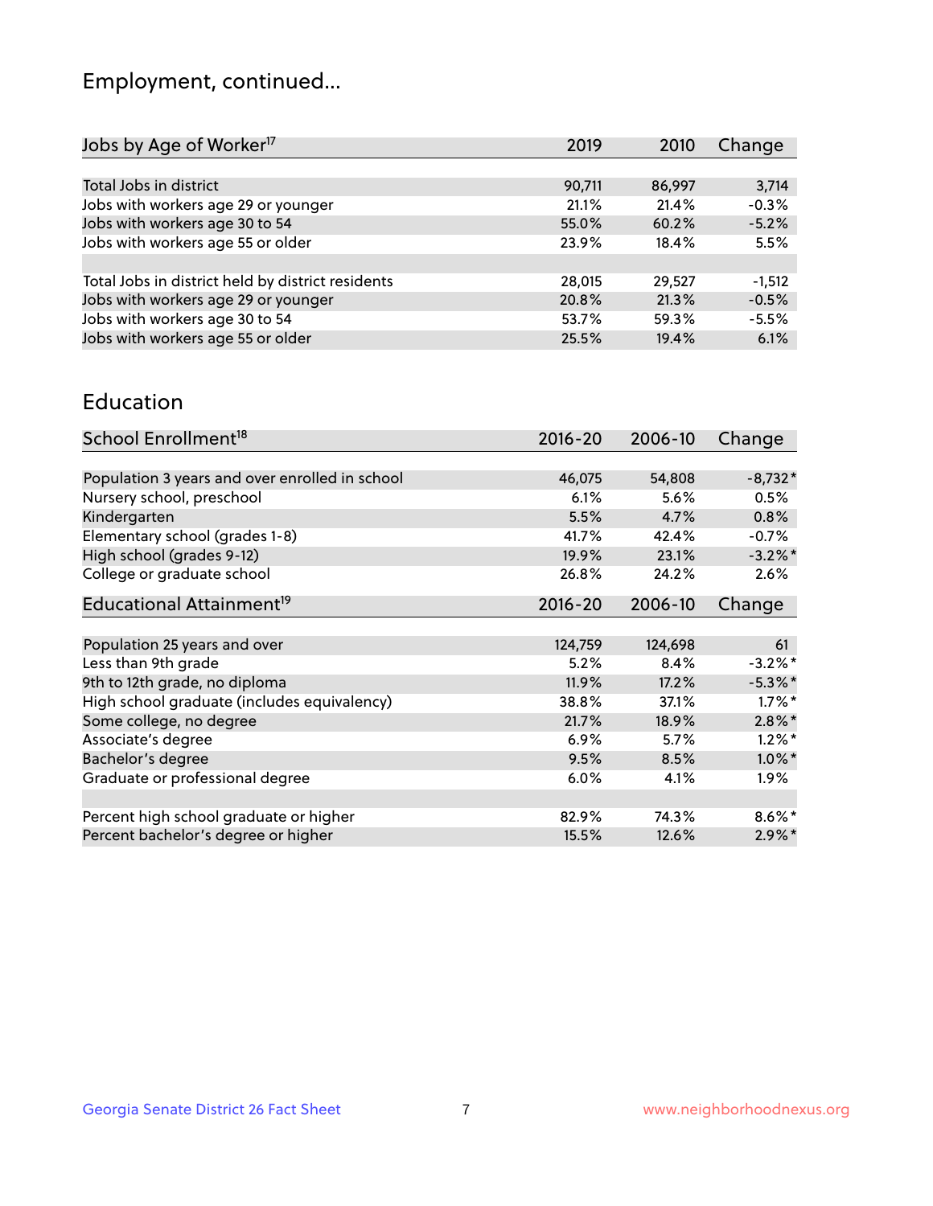# Employment, continued...

| Jobs by Age of Worker[17] | 2019 | 2010 | Change |
|---|---|---|---|
| Total Jobs in district | 90,711 | 86,997 | 3,714 |
| Jobs with workers age 29 or younger | 21.1% | 21.4% | -0.3% |
| Jobs with workers age 30 to 54 | 55.0% | 60.2% | -5.2% |
| Jobs with workers age 55 or older | 23.9% | 18.4% | 5.5% |
| | | | |
| Total Jobs in district held by district residents | 28,015 | 29,527 | -1,512 |
| Jobs with workers age 29 or younger | 20.8% | 21.3% | -0.5% |
| Jobs with workers age 30 to 54 | 53.7% | 59.3% | -5.5% |
| Jobs with workers age 55 or older | 25.5% | 19.4% | 6.1% |

## Education

| School Enrollment[18] | 2016-20 | 2006-10 | Change |
|---|---|---|---|
| Population 3 years and over enrolled in school | 46,075 | 54,808 | -8,732* |
| Nursery school, preschool | 6.1% | 5.6% | 0.5% |
| Kindergarten | 5.5% | 4.7% | 0.8% |
| Elementary school (grades 1-8) | 41.7% | 42.4% | -0.7% |
| High school (grades 9-12) | 19.9% | 23.1% | -3.2%* |
| College or graduate school | 26.8% | 24.2% | 2.6% |

| Educational Attainment[19] | 2016-20 | 2006-10 | Change |
|---|---|---|---|
| Population 25 years and over | 124,759 | 124,698 | 61 |
| Less than 9th grade | 5.2% | 8.4% | -3.2%* |
| 9th to 12th grade, no diploma | 11.9% | 17.2% | -5.3%* |
| High school graduate (includes equivalency) | 38.8% | 37.1% | 1.7%* |
| Some college, no degree | 21.7% | 18.9% | 2.8%* |
| Associate's degree | 6.9% | 5.7% | 1.2%* |
| Bachelor's degree | 9.5% | 8.5% | 1.0%* |
| Graduate or professional degree | 6.0% | 4.1% | 1.9% |
| | | | |
| Percent high school graduate or higher | 82.9% | 74.3% | 8.6%* |
| Percent bachelor's degree or higher | 15.5% | 12.6% | 2.9%* |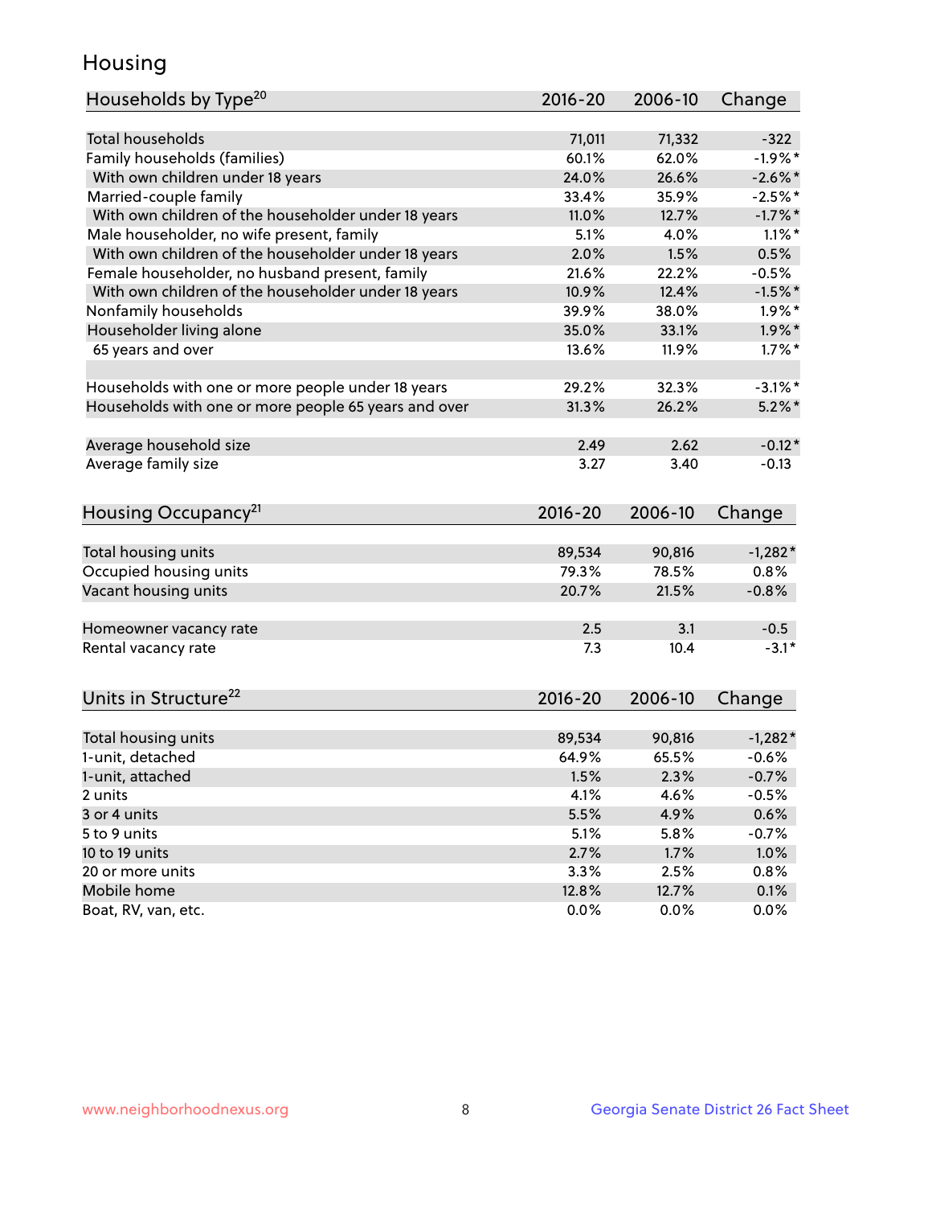# Housing

| Households by Type[20] | 2016-20 | 2006-10 | Change |
|---|---|---|---|
| Total households | 71,011 | 71,332 | -322 |
| Family households (families) | 60.1% | 62.0% | -1.9%* |
| With own children under 18 years | 24.0% | 26.6% | -2.6%* |
| Married-couple family | 33.4% | 35.9% | -2.5%* |
| With own children of the householder under 18 years | 11.0% | 12.7% | -1.7%* |
| Male householder, no wife present, family | 5.1% | 4.0% | 1.1%* |
| With own children of the householder under 18 years | 2.0% | 1.5% | 0.5% |
| Female householder, no husband present, family | 21.6% | 22.2% | -0.5% |
| With own children of the householder under 18 years | 10.9% | 12.4% | -1.5%* |
| Nonfamily households | 39.9% | 38.0% | 1.9%* |
| Householder living alone | 35.0% | 33.1% | 1.9%* |
| 65 years and over | 13.6% | 11.9% | 1.7%* |
| | | | |
| Households with one or more people under 18 years | 29.2% | 32.3% | -3.1%* |
| Households with one or more people 65 years and over | 31.3% | 26.2% | 5.2%* |
| | | | |
| Average household size | 2.49 | 2.62 | -0.12* |
| Average family size | 3.27 | 3.40 | -0.13 |

| Housing Occupancy[21] | 2016-20 | 2006-10 | Change |
|---|---|---|---|
| Total housing units | 89,534 | 90,816 | -1,282* |
| Occupied housing units | 79.3% | 78.5% | 0.8% |
| Vacant housing units | 20.7% | 21.5% | -0.8% |
| | | | |
| Homeowner vacancy rate | 2.5 | 3.1 | -0.5 |
| Rental vacancy rate | 7.3 | 10.4 | -3.1* |

| Units in Structure[22] | 2016-20 | 2006-10 | Change |
|---|---|---|---|
| Total housing units | 89,534 | 90,816 | -1,282* |
| 1-unit, detached | 64.9% | 65.5% | -0.6% |
| 1-unit, attached | 1.5% | 2.3% | -0.7% |
| 2 units | 4.1% | 4.6% | -0.5% |
| 3 or 4 units | 5.5% | 4.9% | 0.6% |
| 5 to 9 units | 5.1% | 5.8% | -0.7% |
| 10 to 19 units | 2.7% | 1.7% | 1.0% |
| 20 or more units | 3.3% | 2.5% | 0.8% |
| Mobile home | 12.8% | 12.7% | 0.1% |
| Boat, RV, van, etc. | 0.0% | 0.0% | 0.0% |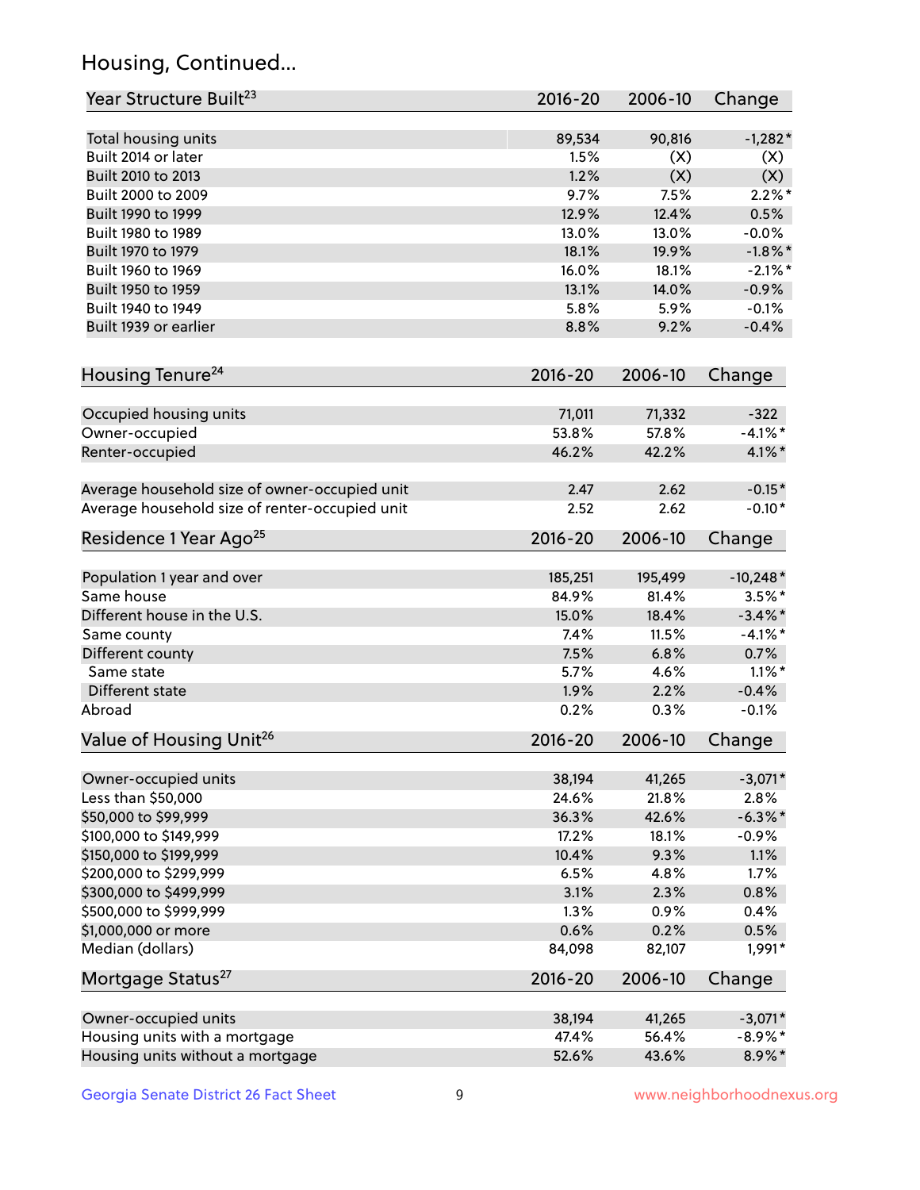## Housing, Continued...

| Year Structure Built[23] | 2016-20 | 2006-10 | Change |
|---|---|---|---|
| Total housing units | 89,534 | 90,816 | -1,282* |
| Built 2014 or later | 1.5% | (X) | (X) |
| Built 2010 to 2013 | 1.2% | (X) | (X) |
| Built 2000 to 2009 | 9.7% | 7.5% | 2.2%* |
| Built 1990 to 1999 | 12.9% | 12.4% | 0.5% |
| Built 1980 to 1989 | 13.0% | 13.0% | -0.0% |
| Built 1970 to 1979 | 18.1% | 19.9% | -1.8%* |
| Built 1960 to 1969 | 16.0% | 18.1% | -2.1%* |
| Built 1950 to 1959 | 13.1% | 14.0% | -0.9% |
| Built 1940 to 1949 | 5.8% | 5.9% | -0.1% |
| Built 1939 or earlier | 8.8% | 9.2% | -0.4% |

| Housing Tenure[24] | 2016-20 | 2006-10 | Change |
|---|---|---|---|
| Occupied housing units | 71,011 | 71,332 | -322 |
| Owner-occupied | 53.8% | 57.8% | -4.1%* |
| Renter-occupied | 46.2% | 42.2% | 4.1%* |
| Average household size of owner-occupied unit | 2.47 | 2.62 | -0.15* |
| Average household size of renter-occupied unit | 2.52 | 2.62 | -0.10* |

| Residence 1 Year Ago[25] | 2016-20 | 2006-10 | Change |
|---|---|---|---|
| Population 1 year and over | 185,251 | 195,499 | -10,248* |
| Same house | 84.9% | 81.4% | 3.5%* |
| Different house in the U.S. | 15.0% | 18.4% | -3.4%* |
| Same county | 7.4% | 11.5% | -4.1%* |
| Different county | 7.5% | 6.8% | 0.7% |
| Same state | 5.7% | 4.6% | 1.1%* |
| Different state | 1.9% | 2.2% | -0.4% |
| Abroad | 0.2% | 0.3% | -0.1% |

| Value of Housing Unit[26] | 2016-20 | 2006-10 | Change |
|---|---|---|---|
| Owner-occupied units | 38,194 | 41,265 | -3,071* |
| Less than $50,000 | 24.6% | 21.8% | 2.8% |
| $50,000 to $99,999 | 36.3% | 42.6% | -6.3%* |
| $100,000 to $149,999 | 17.2% | 18.1% | -0.9% |
| $150,000 to $199,999 | 10.4% | 9.3% | 1.1% |
| $200,000 to $299,999 | 6.5% | 4.8% | 1.7% |
| $300,000 to $499,999 | 3.1% | 2.3% | 0.8% |
| $500,000 to $999,999 | 1.3% | 0.9% | 0.4% |
| $1,000,000 or more | 0.6% | 0.2% | 0.5% |
| Median (dollars) | 84,098 | 82,107 | 1,991* |

| Mortgage Status[27] | 2016-20 | 2006-10 | Change |
|---|---|---|---|
| Owner-occupied units | 38,194 | 41,265 | -3,071* |
| Housing units with a mortgage | 47.4% | 56.4% | -8.9%* |
| Housing units without a mortgage | 52.6% | 43.6% | 8.9%* |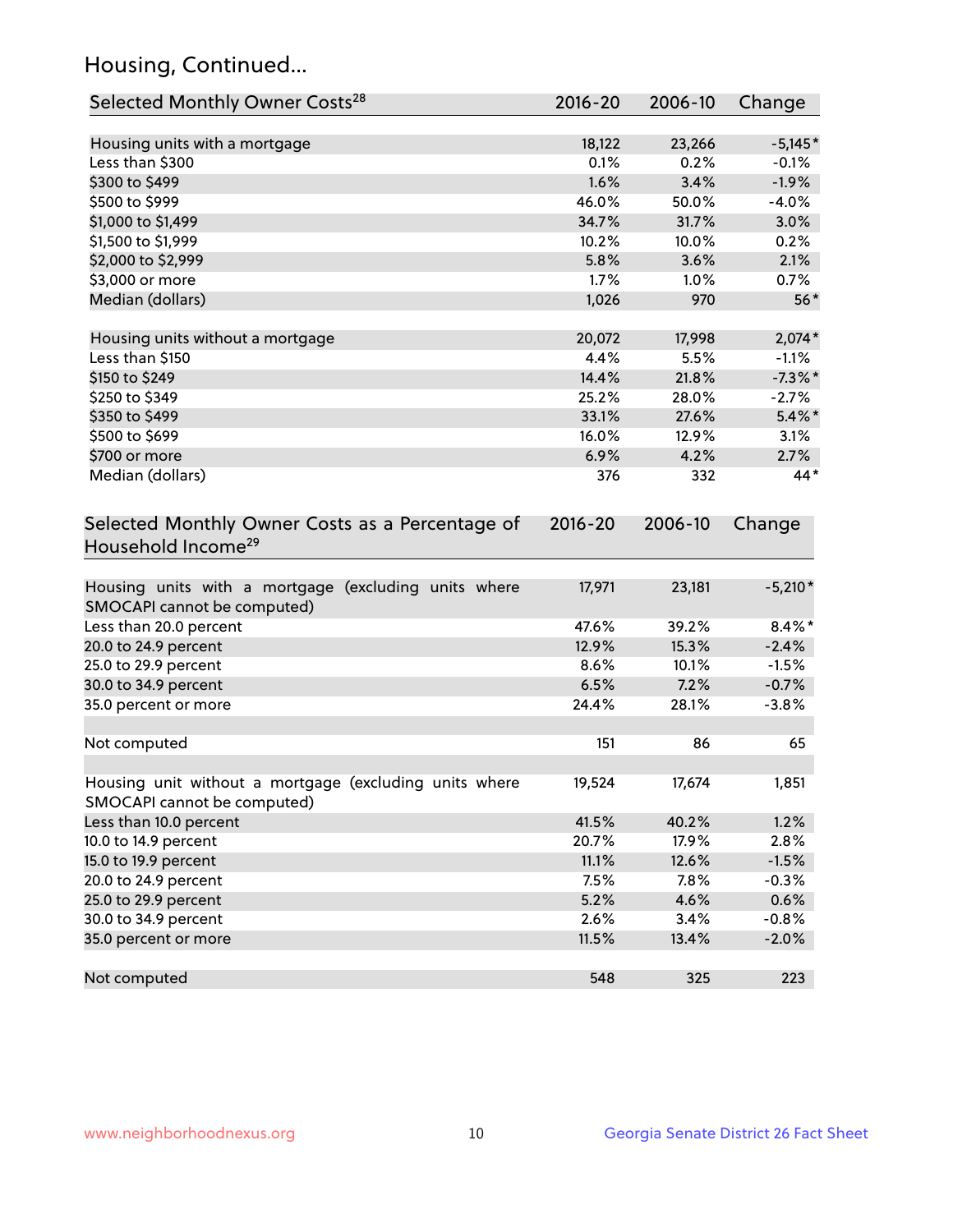## Housing, Continued...

| Selected Monthly Owner Costs[28] | 2016-20 | 2006-10 | Change |
|---|---|---|---|
| Housing units with a mortgage | 18,122 | 23,266 | -5,145* |
| Less than $300 | 0.1% | 0.2% | -0.1% |
| $300 to $499 | 1.6% | 3.4% | -1.9% |
| $500 to $999 | 46.0% | 50.0% | -4.0% |
| $1,000 to $1,499 | 34.7% | 31.7% | 3.0% |
| $1,500 to $1,999 | 10.2% | 10.0% | 0.2% |
| $2,000 to $2,999 | 5.8% | 3.6% | 2.1% |
| $3,000 or more | 1.7% | 1.0% | 0.7% |
| Median (dollars) | 1,026 | 970 | 56* |
| Housing units without a mortgage | 20,072 | 17,998 | 2,074* |
| Less than $150 | 4.4% | 5.5% | -1.1% |
| $150 to $249 | 14.4% | 21.8% | -7.3%* |
| $250 to $349 | 25.2% | 28.0% | -2.7% |
| $350 to $499 | 33.1% | 27.6% | 5.4%* |
| $500 to $699 | 16.0% | 12.9% | 3.1% |
| $700 or more | 6.9% | 4.2% | 2.7% |
| Median (dollars) | 376 | 332 | 44* |

| Selected Monthly Owner Costs as a Percentage of Household Income[29] | 2016-20 | 2006-10 | Change |
|---|---|---|---|
| Housing units with a mortgage (excluding units where SMOCAPI cannot be computed) | 17,971 | 23,181 | -5,210* |
| Less than 20.0 percent | 47.6% | 39.2% | 8.4%* |
| 20.0 to 24.9 percent | 12.9% | 15.3% | -2.4% |
| 25.0 to 29.9 percent | 8.6% | 10.1% | -1.5% |
| 30.0 to 34.9 percent | 6.5% | 7.2% | -0.7% |
| 35.0 percent or more | 24.4% | 28.1% | -3.8% |
| Not computed | 151 | 86 | 65 |
| Housing unit without a mortgage (excluding units where SMOCAPI cannot be computed) | 19,524 | 17,674 | 1,851 |
| Less than 10.0 percent | 41.5% | 40.2% | 1.2% |
| 10.0 to 14.9 percent | 20.7% | 17.9% | 2.8% |
| 15.0 to 19.9 percent | 11.1% | 12.6% | -1.5% |
| 20.0 to 24.9 percent | 7.5% | 7.8% | -0.3% |
| 25.0 to 29.9 percent | 5.2% | 4.6% | 0.6% |
| 30.0 to 34.9 percent | 2.6% | 3.4% | -0.8% |
| 35.0 percent or more | 11.5% | 13.4% | -2.0% |
| Not computed | 548 | 325 | 223 |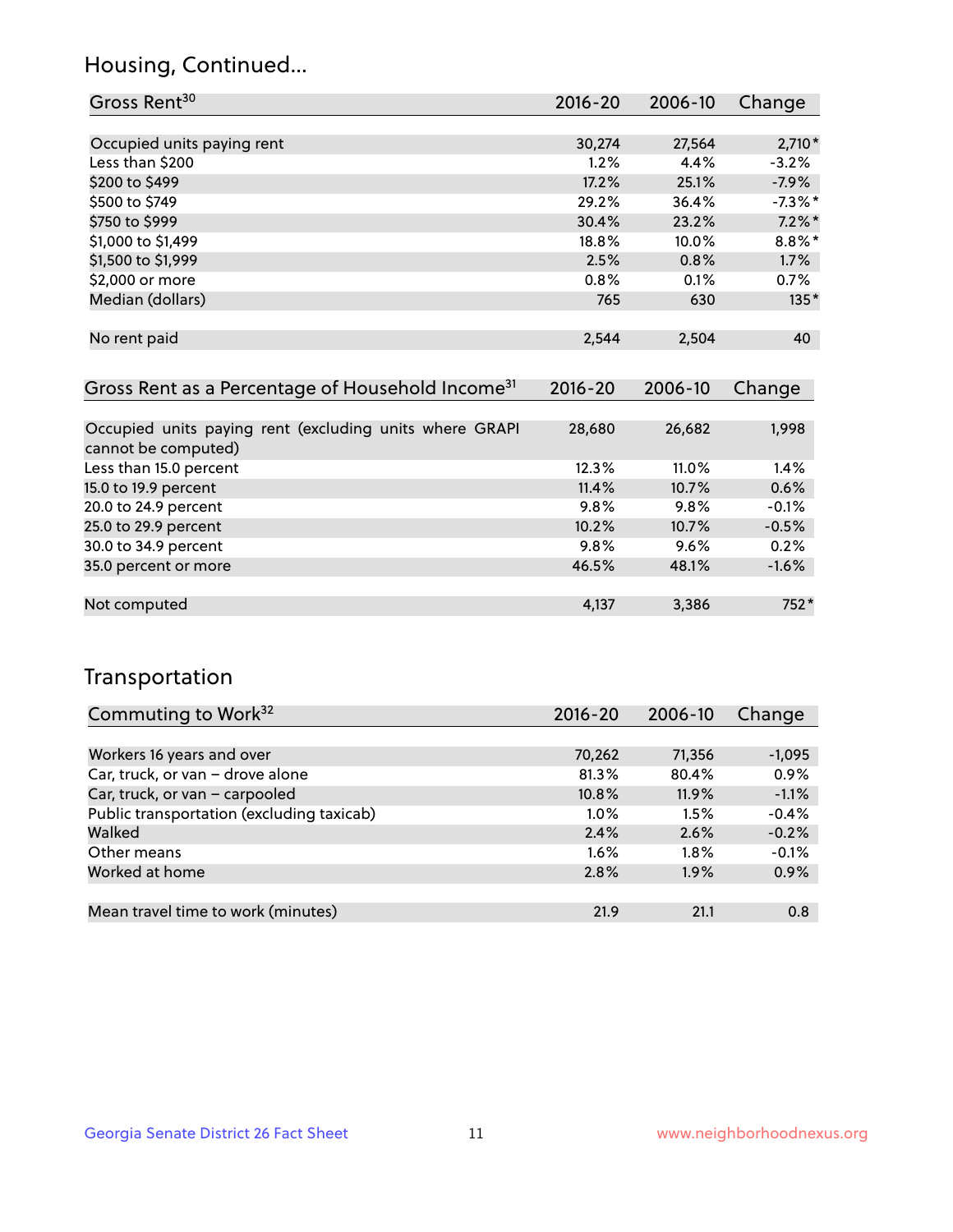## Housing, Continued...

| Gross Rent[30] | 2016-20 | 2006-10 | Change |
|---|---|---|---|
| Occupied units paying rent | 30,274 | 27,564 | 2,710* |
| Less than $200 | 1.2% | 4.4% | -3.2% |
| $200 to $499 | 17.2% | 25.1% | -7.9% |
| $500 to $749 | 29.2% | 36.4% | -7.3%* |
| $750 to $999 | 30.4% | 23.2% | 7.2%* |
| $1,000 to $1,499 | 18.8% | 10.0% | 8.8%* |
| $1,500 to $1,999 | 2.5% | 0.8% | 1.7% |
| $2,000 or more | 0.8% | 0.1% | 0.7% |
| Median (dollars) | 765 | 630 | 135* |
| No rent paid | 2,544 | 2,504 | 40 |

| Gross Rent as a Percentage of Household Income[31] | 2016-20 | 2006-10 | Change |
|---|---|---|---|
| Occupied units paying rent (excluding units where GRAPI cannot be computed) | 28,680 | 26,682 | 1,998 |
| Less than 15.0 percent | 12.3% | 11.0% | 1.4% |
| 15.0 to 19.9 percent | 11.4% | 10.7% | 0.6% |
| 20.0 to 24.9 percent | 9.8% | 9.8% | -0.1% |
| 25.0 to 29.9 percent | 10.2% | 10.7% | -0.5% |
| 30.0 to 34.9 percent | 9.8% | 9.6% | 0.2% |
| 35.0 percent or more | 46.5% | 48.1% | -1.6% |
| Not computed | 4,137 | 3,386 | 752* |

## Transportation

| Commuting to Work[32] | 2016-20 | 2006-10 | Change |
|---|---|---|---|
| Workers 16 years and over | 70,262 | 71,356 | -1,095 |
| Car, truck, or van – drove alone | 81.3% | 80.4% | 0.9% |
| Car, truck, or van – carpooled | 10.8% | 11.9% | -1.1% |
| Public transportation (excluding taxicab) | 1.0% | 1.5% | -0.4% |
| Walked | 2.4% | 2.6% | -0.2% |
| Other means | 1.6% | 1.8% | -0.1% |
| Worked at home | 2.8% | 1.9% | 0.9% |
| Mean travel time to work (minutes) | 21.9 | 21.1 | 0.8 |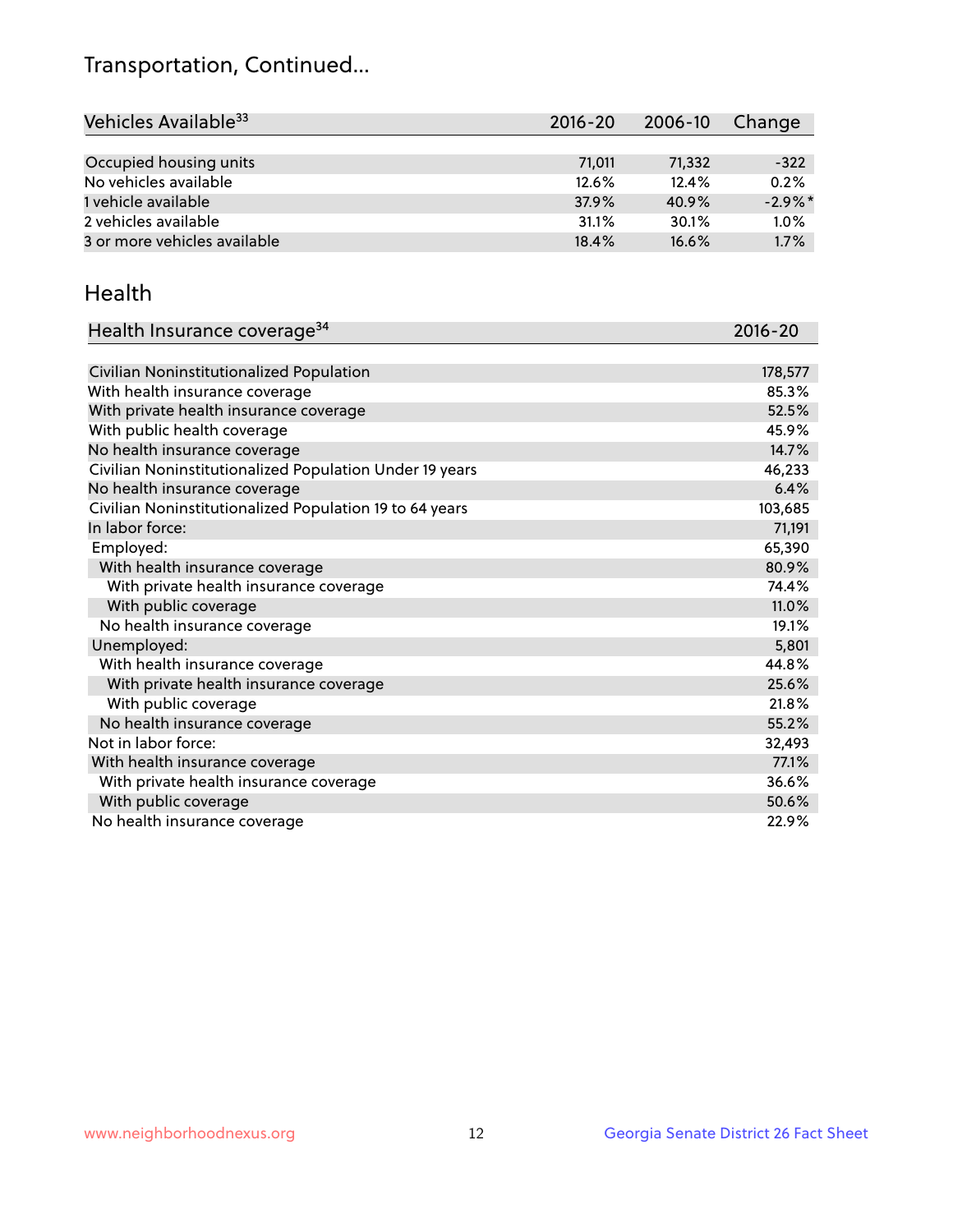## Transportation, Continued...

| Vehicles Available[33] | 2016-20 | 2006-10 | Change |
|---|---|---|---|
| Occupied housing units | 71,011 | 71,332 | -322 |
| No vehicles available | 12.6% | 12.4% | 0.2% |
| 1 vehicle available | 37.9% | 40.9% | -2.9%* |
| 2 vehicles available | 31.1% | 30.1% | 1.0% |
| 3 or more vehicles available | 18.4% | 16.6% | 1.7% |

## Health

| Health Insurance coverage[34] | 2016-20 |
|---|---|
| Civilian Noninstitutionalized Population | 178,577 |
| With health insurance coverage | 85.3% |
| With private health insurance coverage | 52.5% |
| With public health coverage | 45.9% |
| No health insurance coverage | 14.7% |
| Civilian Noninstitutionalized Population Under 19 years | 46,233 |
| No health insurance coverage | 6.4% |
| Civilian Noninstitutionalized Population 19 to 64 years | 103,685 |
| In labor force: | 71,191 |
| Employed: | 65,390 |
| With health insurance coverage | 80.9% |
| With private health insurance coverage | 74.4% |
| With public coverage | 11.0% |
| No health insurance coverage | 19.1% |
| Unemployed: | 5,801 |
| With health insurance coverage | 44.8% |
| With private health insurance coverage | 25.6% |
| With public coverage | 21.8% |
| No health insurance coverage | 55.2% |
| Not in labor force: | 32,493 |
| With health insurance coverage | 77.1% |
| With private health insurance coverage | 36.6% |
| With public coverage | 50.6% |
| No health insurance coverage | 22.9% |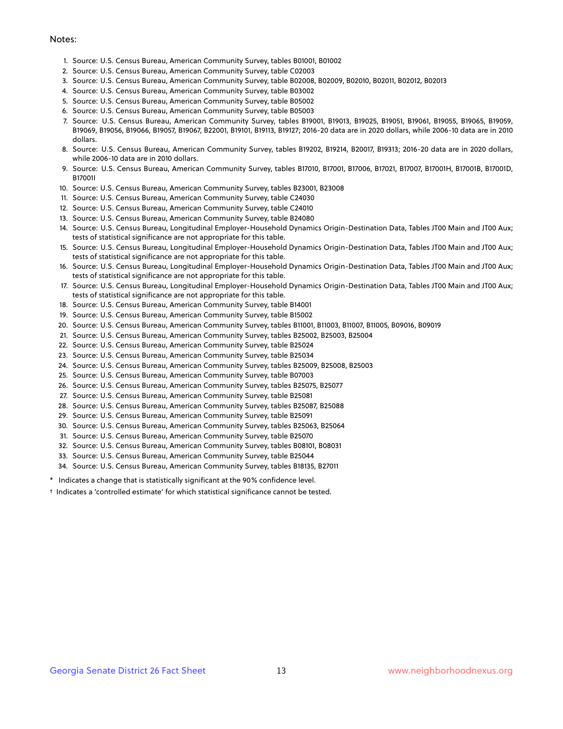Notes:

1. Source: U.S. Census Bureau, American Community Survey, tables B01001, B01002
2. Source: U.S. Census Bureau, American Community Survey, table C02003
3. Source: U.S. Census Bureau, American Community Survey, table B02008, B02009, B02010, B02011, B02012, B02013
4. Source: U.S. Census Bureau, American Community Survey, table B03002
5. Source: U.S. Census Bureau, American Community Survey, table B05002
6. Source: U.S. Census Bureau, American Community Survey, table B05003
7. Source: U.S. Census Bureau, American Community Survey, tables B19001, B19013, B19025, B19051, B19061, B19055, B19065, B19059, B19069, B19056, B19066, B19057, B19067, B22001, B19101, B19113, B19127; 2016-20 data are in 2020 dollars, while 2006-10 data are in 2010 dollars.
8. Source: U.S. Census Bureau, American Community Survey, tables B19202, B19214, B20017, B19313; 2016-20 data are in 2020 dollars, while 2006-10 data are in 2010 dollars.
9. Source: U.S. Census Bureau, American Community Survey, tables B17010, B17001, B17006, B17021, B17007, B17001H, B17001B, B17001D, B17001I
10. Source: U.S. Census Bureau, American Community Survey, tables B23001, B23008
11. Source: U.S. Census Bureau, American Community Survey, table C24030
12. Source: U.S. Census Bureau, American Community Survey, table C24010
13. Source: U.S. Census Bureau, American Community Survey, table B24080
14. Source: U.S. Census Bureau, Longitudinal Employer-Household Dynamics Origin-Destination Data, Tables JT00 Main and JT00 Aux; tests of statistical significance are not appropriate for this table.
15. Source: U.S. Census Bureau, Longitudinal Employer-Household Dynamics Origin-Destination Data, Tables JT00 Main and JT00 Aux; tests of statistical significance are not appropriate for this table.
16. Source: U.S. Census Bureau, Longitudinal Employer-Household Dynamics Origin-Destination Data, Tables JT00 Main and JT00 Aux; tests of statistical significance are not appropriate for this table.
17. Source: U.S. Census Bureau, Longitudinal Employer-Household Dynamics Origin-Destination Data, Tables JT00 Main and JT00 Aux; tests of statistical significance are not appropriate for this table.
18. Source: U.S. Census Bureau, American Community Survey, table B14001
19. Source: U.S. Census Bureau, American Community Survey, table B15002
20. Source: U.S. Census Bureau, American Community Survey, tables B11001, B11003, B11007, B11005, B09016, B09019
21. Source: U.S. Census Bureau, American Community Survey, tables B25002, B25003, B25004
22. Source: U.S. Census Bureau, American Community Survey, table B25024
23. Source: U.S. Census Bureau, American Community Survey, table B25034
24. Source: U.S. Census Bureau, American Community Survey, tables B25009, B25008, B25003
25. Source: U.S. Census Bureau, American Community Survey, table B07003
26. Source: U.S. Census Bureau, American Community Survey, tables B25075, B25077
27. Source: U.S. Census Bureau, American Community Survey, table B25081
28. Source: U.S. Census Bureau, American Community Survey, tables B25087, B25088
29. Source: U.S. Census Bureau, American Community Survey, table B25091
30. Source: U.S. Census Bureau, American Community Survey, tables B25063, B25064
31. Source: U.S. Census Bureau, American Community Survey, table B25070
32. Source: U.S. Census Bureau, American Community Survey, tables B08101, B08031
33. Source: U.S. Census Bureau, American Community Survey, table B25044
34. Source: U.S. Census Bureau, American Community Survey, tables B18135, B27011

\* Indicates a change that is statistically significant at the 90% confidence level.

† Indicates a 'controlled estimate' for which statistical significance cannot be tested.